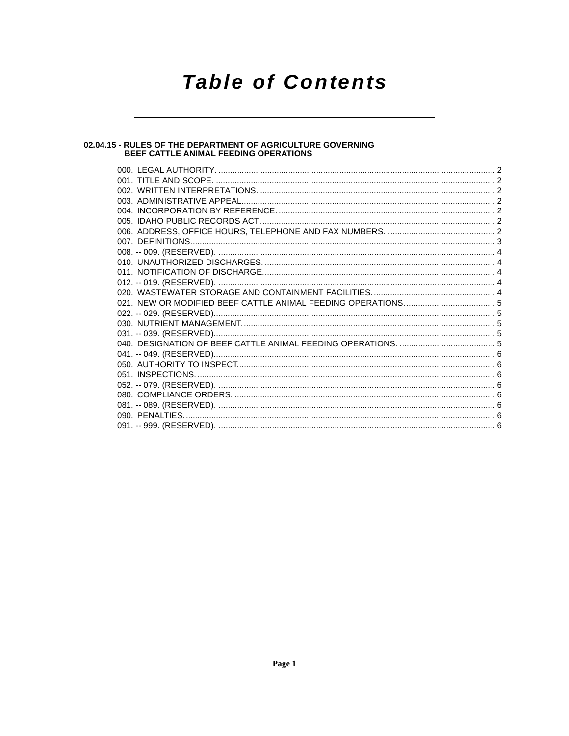# Table of Contents

## 02.04.15 - RULES OF THE DEPARTMENT OF AGRICULTURE GOVERNING BEEF CATTLE ANIMAL FEEDING OPERATIONS

000. LEGAL AUTHORITY. ..... 2
001. TITLE AND SCOPE. ..... 2
002. WRITTEN INTERPRETATIONS. ..... 2
003. ADMINISTRATIVE APPEAL. ..... 2
004. INCORPORATION BY REFERENCE. ..... 2
005. IDAHO PUBLIC RECORDS ACT. ..... 2
006. ADDRESS, OFFICE HOURS, TELEPHONE AND FAX NUMBERS. ..... 2
007. DEFINITIONS. ..... 3
008. -- 009. (RESERVED). ..... 4
010. UNAUTHORIZED DISCHARGES. ..... 4
011. NOTIFICATION OF DISCHARGE. ..... 4
012. -- 019. (RESERVED). ..... 4
020. WASTEWATER STORAGE AND CONTAINMENT FACILITIES. ..... 4
021. NEW OR MODIFIED BEEF CATTLE ANIMAL FEEDING OPERATIONS. ..... 5
022. -- 029. (RESERVED). ..... 5
030. NUTRIENT MANAGEMENT. ..... 5
031. -- 039. (RESERVED). ..... 5
040. DESIGNATION OF BEEF CATTLE ANIMAL FEEDING OPERATIONS. ..... 5
041. -- 049. (RESERVED). ..... 6
050. AUTHORITY TO INSPECT. ..... 6
051. INSPECTIONS. ..... 6
052. -- 079. (RESERVED). ..... 6
080. COMPLIANCE ORDERS. ..... 6
081. -- 089. (RESERVED). ..... 6
090. PENALTIES. ..... 6
091. -- 999. (RESERVED). ..... 6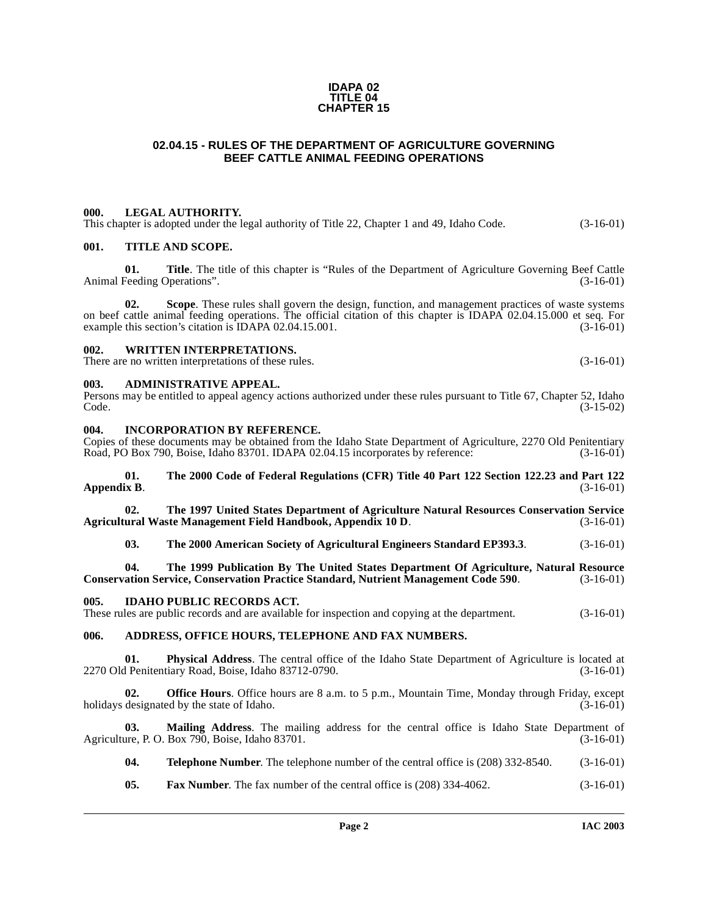**IDAPA 02**
**TITLE 04**
**CHAPTER 15**

## 02.04.15 - RULES OF THE DEPARTMENT OF AGRICULTURE GOVERNING BEEF CATTLE ANIMAL FEEDING OPERATIONS

### 000. LEGAL AUTHORITY.

This chapter is adopted under the legal authority of Title 22, Chapter 1 and 49, Idaho Code. (3-16-01)

### 001. TITLE AND SCOPE.

**01. Title**. The title of this chapter is "Rules of the Department of Agriculture Governing Beef Cattle Animal Feeding Operations". (3-16-01)

**02. Scope**. These rules shall govern the design, function, and management practices of waste systems on beef cattle animal feeding operations. The official citation of this chapter is IDAPA 02.04.15.000 et seq. For example this section's citation is IDAPA 02.04.15.001. (3-16-01)

### 002. WRITTEN INTERPRETATIONS.

There are no written interpretations of these rules. (3-16-01)

### 003. ADMINISTRATIVE APPEAL.

Persons may be entitled to appeal agency actions authorized under these rules pursuant to Title 67, Chapter 52, Idaho Code. (3-15-02)

### 004. INCORPORATION BY REFERENCE.

Copies of these documents may be obtained from the Idaho State Department of Agriculture, 2270 Old Penitentiary Road, PO Box 790, Boise, Idaho 83701. IDAPA 02.04.15 incorporates by reference: (3-16-01)

**01. The 2000 Code of Federal Regulations (CFR) Title 40 Part 122 Section 122.23 and Part 122 Appendix B**. (3-16-01)

**02. The 1997 United States Department of Agriculture Natural Resources Conservation Service Agricultural Waste Management Field Handbook, Appendix 10 D**. (3-16-01)

**03. The 2000 American Society of Agricultural Engineers Standard EP393.3**. (3-16-01)

**04. The 1999 Publication By The United States Department Of Agriculture, Natural Resource Conservation Service, Conservation Practice Standard, Nutrient Management Code 590**. (3-16-01)

### 005. IDAHO PUBLIC RECORDS ACT.

These rules are public records and are available for inspection and copying at the department. (3-16-01)

### 006. ADDRESS, OFFICE HOURS, TELEPHONE AND FAX NUMBERS.

**01. Physical Address**. The central office of the Idaho State Department of Agriculture is located at 2270 Old Penitentiary Road, Boise, Idaho 83712-0790. (3-16-01)

**02. Office Hours**. Office hours are 8 a.m. to 5 p.m., Mountain Time, Monday through Friday, except holidays designated by the state of Idaho. (3-16-01)

**03. Mailing Address**. The mailing address for the central office is Idaho State Department of Agriculture, P. O. Box 790, Boise, Idaho 83701. (3-16-01)

**04. Telephone Number**. The telephone number of the central office is (208) 332-8540. (3-16-01)

**05. Fax Number**. The fax number of the central office is (208) 334-4062. (3-16-01)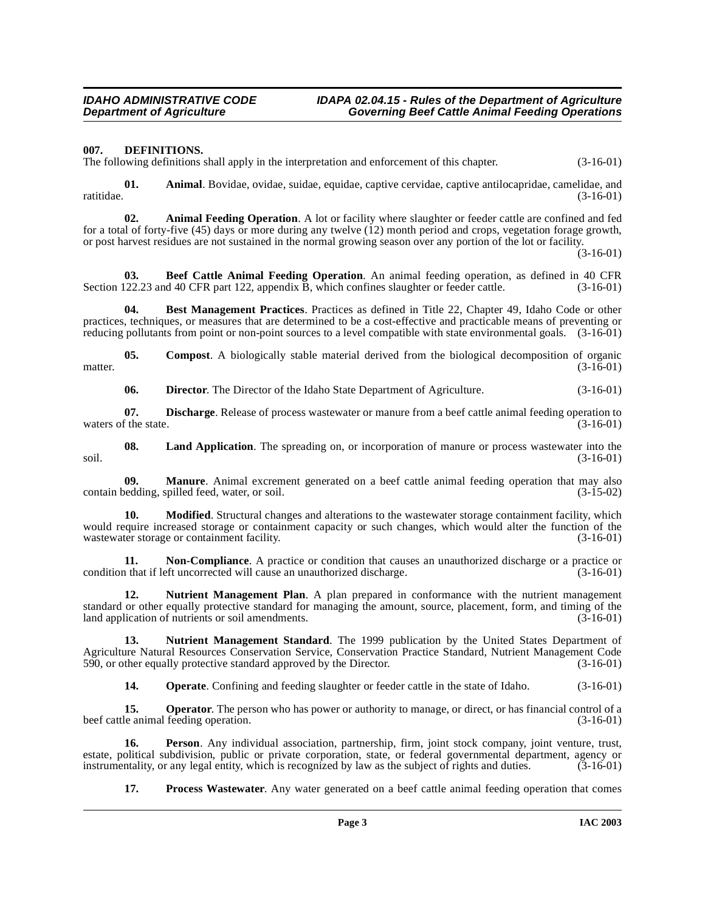**007. DEFINITIONS.**

The following definitions shall apply in the interpretation and enforcement of this chapter. (3-16-01)

**01. Animal**. Bovidae, ovidae, suidae, equidae, captive cervidae, captive antilocapridae, camelidae, and ratitidae. (3-16-01)

**02. Animal Feeding Operation**. A lot or facility where slaughter or feeder cattle are confined and fed for a total of forty-five (45) days or more during any twelve (12) month period and crops, vegetation forage growth, or post harvest residues are not sustained in the normal growing season over any portion of the lot or facility. (3-16-01)

**03. Beef Cattle Animal Feeding Operation**. An animal feeding operation, as defined in 40 CFR Section 122.23 and 40 CFR part 122, appendix B, which confines slaughter or feeder cattle. (3-16-01)

**04. Best Management Practices**. Practices as defined in Title 22, Chapter 49, Idaho Code or other practices, techniques, or measures that are determined to be a cost-effective and practicable means of preventing or reducing pollutants from point or non-point sources to a level compatible with state environmental goals. (3-16-01)

**05. Compost**. A biologically stable material derived from the biological decomposition of organic matter. (3-16-01)

**06. Director**. The Director of the Idaho State Department of Agriculture. (3-16-01)

**07. Discharge**. Release of process wastewater or manure from a beef cattle animal feeding operation to waters of the state. (3-16-01)

**08. Land Application**. The spreading on, or incorporation of manure or process wastewater into the soil. (3-16-01)

**09. Manure**. Animal excrement generated on a beef cattle animal feeding operation that may also contain bedding, spilled feed, water, or soil. (3-15-02)

**10. Modified**. Structural changes and alterations to the wastewater storage containment facility, which would require increased storage or containment capacity or such changes, which would alter the function of the wastewater storage or containment facility. (3-16-01)

**11. Non-Compliance**. A practice or condition that causes an unauthorized discharge or a practice or condition that if left uncorrected will cause an unauthorized discharge. (3-16-01)

**12. Nutrient Management Plan**. A plan prepared in conformance with the nutrient management standard or other equally protective standard for managing the amount, source, placement, form, and timing of the land application of nutrients or soil amendments. (3-16-01)

**13. Nutrient Management Standard**. The 1999 publication by the United States Department of Agriculture Natural Resources Conservation Service, Conservation Practice Standard, Nutrient Management Code 590, or other equally protective standard approved by the Director. (3-16-01)

**14. Operate**. Confining and feeding slaughter or feeder cattle in the state of Idaho. (3-16-01)

**15. Operator**. The person who has power or authority to manage, or direct, or has financial control of a beef cattle animal feeding operation. (3-16-01)

**16. Person**. Any individual association, partnership, firm, joint stock company, joint venture, trust, estate, political subdivision, public or private corporation, state, or federal governmental department, agency or instrumentality, or any legal entity, which is recognized by law as the subject of rights and duties. (3-16-01)

**17. Process Wastewater**. Any water generated on a beef cattle animal feeding operation that comes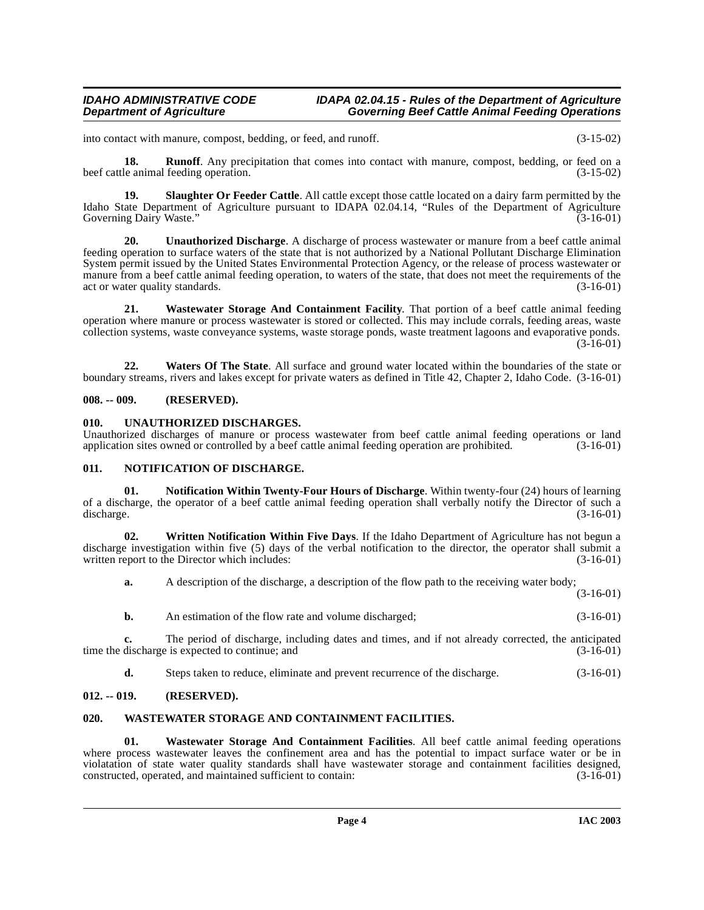into contact with manure, compost, bedding, or feed, and runoff. (3-15-02)

**18. Runoff**. Any precipitation that comes into contact with manure, compost, bedding, or feed on a beef cattle animal feeding operation. (3-15-02)

**19. Slaughter Or Feeder Cattle**. All cattle except those cattle located on a dairy farm permitted by the Idaho State Department of Agriculture pursuant to IDAPA 02.04.14, "Rules of the Department of Agriculture Governing Dairy Waste." (3-16-01)

**20. Unauthorized Discharge**. A discharge of process wastewater or manure from a beef cattle animal feeding operation to surface waters of the state that is not authorized by a National Pollutant Discharge Elimination System permit issued by the United States Environmental Protection Agency, or the release of process wastewater or manure from a beef cattle animal feeding operation, to waters of the state, that does not meet the requirements of the act or water quality standards. (3-16-01)

**21. Wastewater Storage And Containment Facility**. That portion of a beef cattle animal feeding operation where manure or process wastewater is stored or collected. This may include corrals, feeding areas, waste collection systems, waste conveyance systems, waste storage ponds, waste treatment lagoons and evaporative ponds. (3-16-01)

**22. Waters Of The State**. All surface and ground water located within the boundaries of the state or boundary streams, rivers and lakes except for private waters as defined in Title 42, Chapter 2, Idaho Code. (3-16-01)

## 008. -- 009. (RESERVED).

## 010. UNAUTHORIZED DISCHARGES.

Unauthorized discharges of manure or process wastewater from beef cattle animal feeding operations or land application sites owned or controlled by a beef cattle animal feeding operation are prohibited. (3-16-01)

## 011. NOTIFICATION OF DISCHARGE.

**01. Notification Within Twenty-Four Hours of Discharge**. Within twenty-four (24) hours of learning of a discharge, the operator of a beef cattle animal feeding operation shall verbally notify the Director of such a discharge. (3-16-01)

**02. Written Notification Within Five Days**. If the Idaho Department of Agriculture has not begun a discharge investigation within five (5) days of the verbal notification to the director, the operator shall submit a written report to the Director which includes: (3-16-01)

**a.** A description of the discharge, a description of the flow path to the receiving water body; (3-16-01)

**b.** An estimation of the flow rate and volume discharged; (3-16-01)

**c.** The period of discharge, including dates and times, and if not already corrected, the anticipated time the discharge is expected to continue; and (3-16-01)

**d.** Steps taken to reduce, eliminate and prevent recurrence of the discharge. (3-16-01)

## 012. -- 019. (RESERVED).

## 020. WASTEWATER STORAGE AND CONTAINMENT FACILITIES.

**01. Wastewater Storage And Containment Facilities**. All beef cattle animal feeding operations where process wastewater leaves the confinement area and has the potential to impact surface water or be in violatation of state water quality standards shall have wastewater storage and containment facilities designed, constructed, operated, and maintained sufficient to contain: (3-16-01)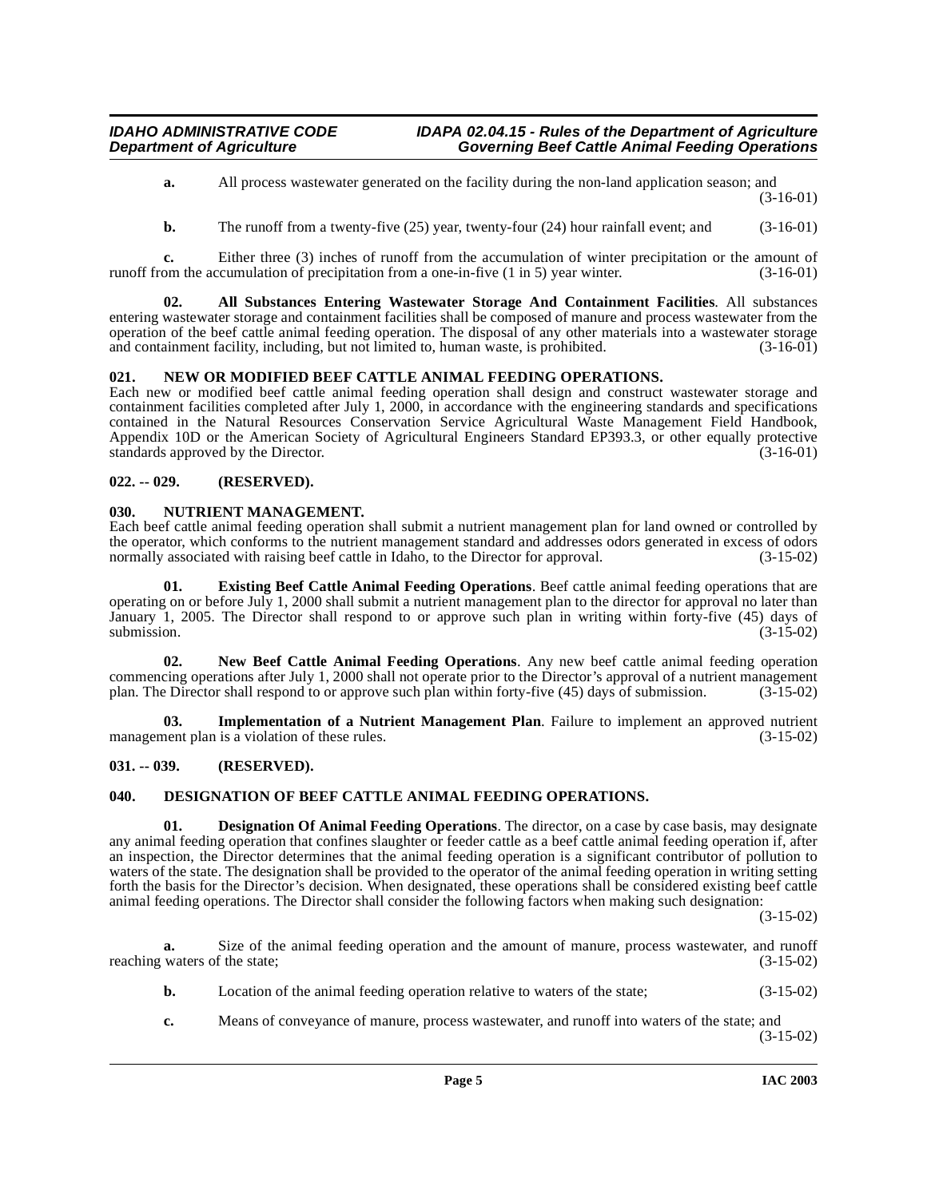**a.** All process wastewater generated on the facility during the non-land application season; and (3-16-01)

**b.** The runoff from a twenty-five (25) year, twenty-four (24) hour rainfall event; and (3-16-01)

**c.** Either three (3) inches of runoff from the accumulation of winter precipitation or the amount of runoff from the accumulation of precipitation from a one-in-five (1 in 5) year winter. (3-16-01)

**02. All Substances Entering Wastewater Storage And Containment Facilities**. All substances entering wastewater storage and containment facilities shall be composed of manure and process wastewater from the operation of the beef cattle animal feeding operation. The disposal of any other materials into a wastewater storage and containment facility, including, but not limited to, human waste, is prohibited. (3-16-01)

### 021. NEW OR MODIFIED BEEF CATTLE ANIMAL FEEDING OPERATIONS.

Each new or modified beef cattle animal feeding operation shall design and construct wastewater storage and containment facilities completed after July 1, 2000, in accordance with the engineering standards and specifications contained in the Natural Resources Conservation Service Agricultural Waste Management Field Handbook, Appendix 10D or the American Society of Agricultural Engineers Standard EP393.3, or other equally protective standards approved by the Director. (3-16-01)

### 022. -- 029. (RESERVED).

### 030. NUTRIENT MANAGEMENT.

Each beef cattle animal feeding operation shall submit a nutrient management plan for land owned or controlled by the operator, which conforms to the nutrient management standard and addresses odors generated in excess of odors normally associated with raising beef cattle in Idaho, to the Director for approval. (3-15-02)

**01. Existing Beef Cattle Animal Feeding Operations**. Beef cattle animal feeding operations that are operating on or before July 1, 2000 shall submit a nutrient management plan to the director for approval no later than January 1, 2005. The Director shall respond to or approve such plan in writing within forty-five (45) days of submission. (3-15-02)

**02. New Beef Cattle Animal Feeding Operations**. Any new beef cattle animal feeding operation commencing operations after July 1, 2000 shall not operate prior to the Director's approval of a nutrient management plan. The Director shall respond to or approve such plan within forty-five (45) days of submission. (3-15-02)

**03. Implementation of a Nutrient Management Plan**. Failure to implement an approved nutrient management plan is a violation of these rules. (3-15-02)

### 031. -- 039. (RESERVED).

### 040. DESIGNATION OF BEEF CATTLE ANIMAL FEEDING OPERATIONS.

**01. Designation Of Animal Feeding Operations**. The director, on a case by case basis, may designate any animal feeding operation that confines slaughter or feeder cattle as a beef cattle animal feeding operation if, after an inspection, the Director determines that the animal feeding operation is a significant contributor of pollution to waters of the state. The designation shall be provided to the operator of the animal feeding operation in writing setting forth the basis for the Director's decision. When designated, these operations shall be considered existing beef cattle animal feeding operations. The Director shall consider the following factors when making such designation: (3-15-02)

**a.** Size of the animal feeding operation and the amount of manure, process wastewater, and runoff reaching waters of the state; (3-15-02)

**b.** Location of the animal feeding operation relative to waters of the state; (3-15-02)

**c.** Means of conveyance of manure, process wastewater, and runoff into waters of the state; and (3-15-02)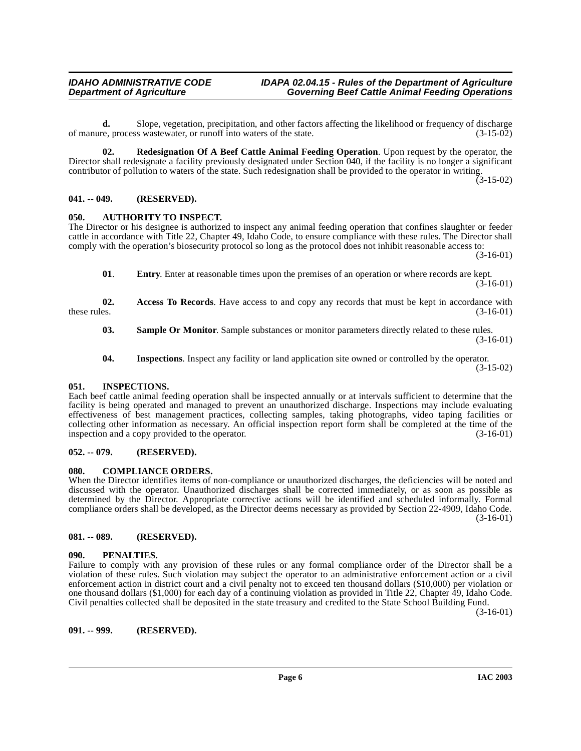**d.** Slope, vegetation, precipitation, and other factors affecting the likelihood or frequency of discharge of manure, process wastewater, or runoff into waters of the state. (3-15-02)

**02. Redesignation Of A Beef Cattle Animal Feeding Operation**. Upon request by the operator, the Director shall redesignate a facility previously designated under Section 040, if the facility is no longer a significant contributor of pollution to waters of the state. Such redesignation shall be provided to the operator in writing. (3-15-02)

## 041. -- 049. (RESERVED).

## 050. AUTHORITY TO INSPECT.

The Director or his designee is authorized to inspect any animal feeding operation that confines slaughter or feeder cattle in accordance with Title 22, Chapter 49, Idaho Code, to ensure compliance with these rules. The Director shall comply with the operation's biosecurity protocol so long as the protocol does not inhibit reasonable access to: (3-16-01)

**01**. **Entry**. Enter at reasonable times upon the premises of an operation or where records are kept. (3-16-01)

**02. Access To Records**. Have access to and copy any records that must be kept in accordance with these rules. (3-16-01)

**03. Sample Or Monitor**. Sample substances or monitor parameters directly related to these rules. (3-16-01)

**04. Inspections**. Inspect any facility or land application site owned or controlled by the operator. (3-15-02)

## 051. INSPECTIONS.

Each beef cattle animal feeding operation shall be inspected annually or at intervals sufficient to determine that the facility is being operated and managed to prevent an unauthorized discharge. Inspections may include evaluating effectiveness of best management practices, collecting samples, taking photographs, video taping facilities or collecting other information as necessary. An official inspection report form shall be completed at the time of the inspection and a copy provided to the operator. (3-16-01)

## 052. -- 079. (RESERVED).

## 080. COMPLIANCE ORDERS.

When the Director identifies items of non-compliance or unauthorized discharges, the deficiencies will be noted and discussed with the operator. Unauthorized discharges shall be corrected immediately, or as soon as possible as determined by the Director. Appropriate corrective actions will be identified and scheduled informally. Formal compliance orders shall be developed, as the Director deems necessary as provided by Section 22-4909, Idaho Code. (3-16-01)

## 081. -- 089. (RESERVED).

## 090. PENALTIES.

Failure to comply with any provision of these rules or any formal compliance order of the Director shall be a violation of these rules. Such violation may subject the operator to an administrative enforcement action or a civil enforcement action in district court and a civil penalty not to exceed ten thousand dollars ($10,000) per violation or one thousand dollars ($1,000) for each day of a continuing violation as provided in Title 22, Chapter 49, Idaho Code. Civil penalties collected shall be deposited in the state treasury and credited to the State School Building Fund. (3-16-01)

## 091. -- 999. (RESERVED).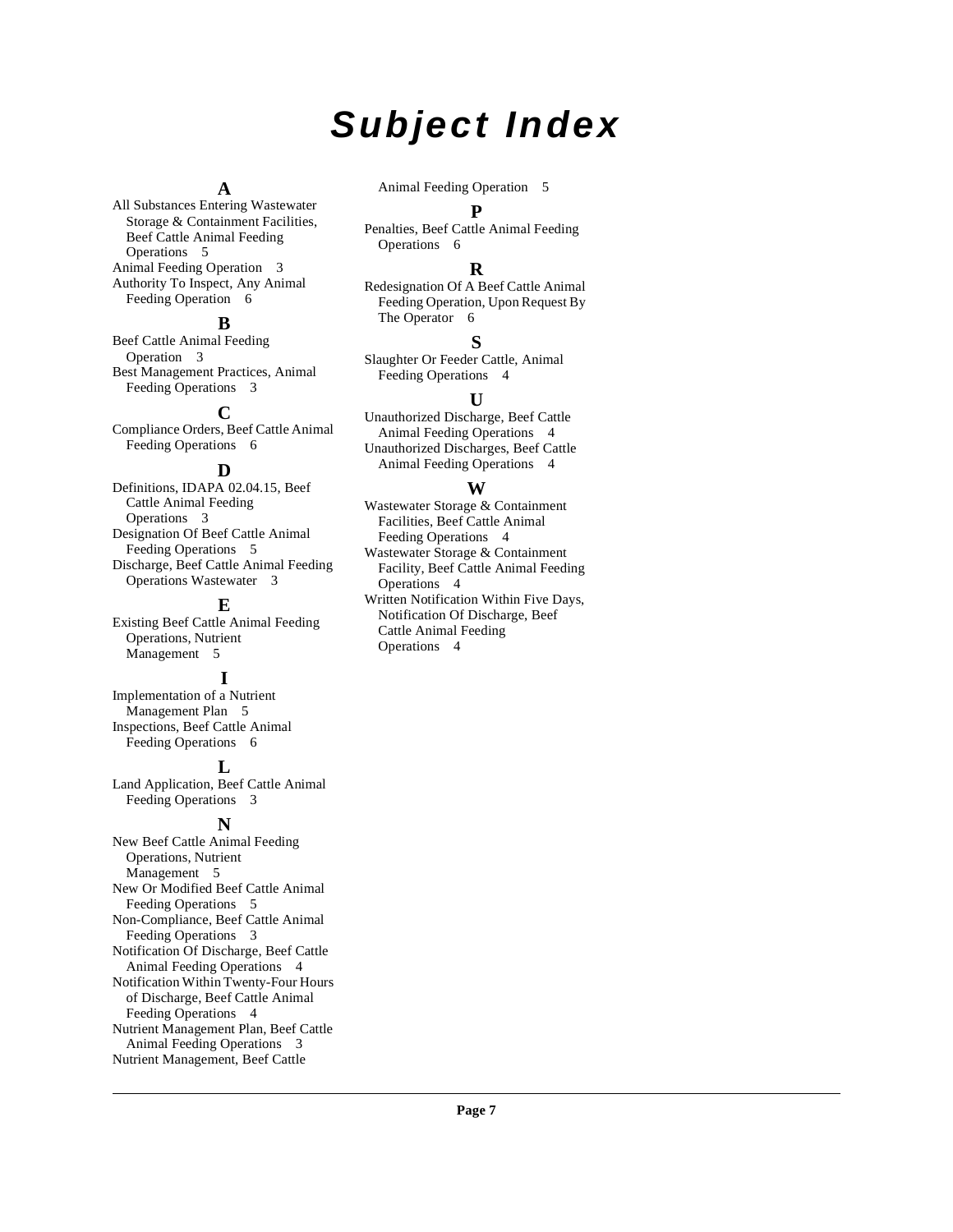# Subject Index

**A**

All Substances Entering Wastewater Storage & Containment Facilities, Beef Cattle Animal Feeding Operations 5
Animal Feeding Operation 3
Authority To Inspect, Any Animal Feeding Operation 6

**B**

Beef Cattle Animal Feeding Operation 3
Best Management Practices, Animal Feeding Operations 3

**C**

Compliance Orders, Beef Cattle Animal Feeding Operations 6

**D**

Definitions, IDAPA 02.04.15, Beef Cattle Animal Feeding Operations 3
Designation Of Beef Cattle Animal Feeding Operations 5
Discharge, Beef Cattle Animal Feeding Operations Wastewater 3

**E**

Existing Beef Cattle Animal Feeding Operations, Nutrient Management 5

**I**

Implementation of a Nutrient Management Plan 5
Inspections, Beef Cattle Animal Feeding Operations 6

**L**

Land Application, Beef Cattle Animal Feeding Operations 3

**N**

New Beef Cattle Animal Feeding Operations, Nutrient Management 5
New Or Modified Beef Cattle Animal Feeding Operations 5
Non-Compliance, Beef Cattle Animal Feeding Operations 3
Notification Of Discharge, Beef Cattle Animal Feeding Operations 4
Notification Within Twenty-Four Hours of Discharge, Beef Cattle Animal Feeding Operations 4
Nutrient Management Plan, Beef Cattle Animal Feeding Operations 3
Nutrient Management, Beef Cattle Animal Feeding Operation 5

**P**

Penalties, Beef Cattle Animal Feeding Operations 6

**R**

Redesignation Of A Beef Cattle Animal Feeding Operation, Upon Request By The Operator 6

**S**

Slaughter Or Feeder Cattle, Animal Feeding Operations 4

**U**

Unauthorized Discharge, Beef Cattle Animal Feeding Operations 4
Unauthorized Discharges, Beef Cattle Animal Feeding Operations 4

**W**

Wastewater Storage & Containment Facilities, Beef Cattle Animal Feeding Operations 4
Wastewater Storage & Containment Facility, Beef Cattle Animal Feeding Operations 4
Written Notification Within Five Days, Notification Of Discharge, Beef Cattle Animal Feeding Operations 4